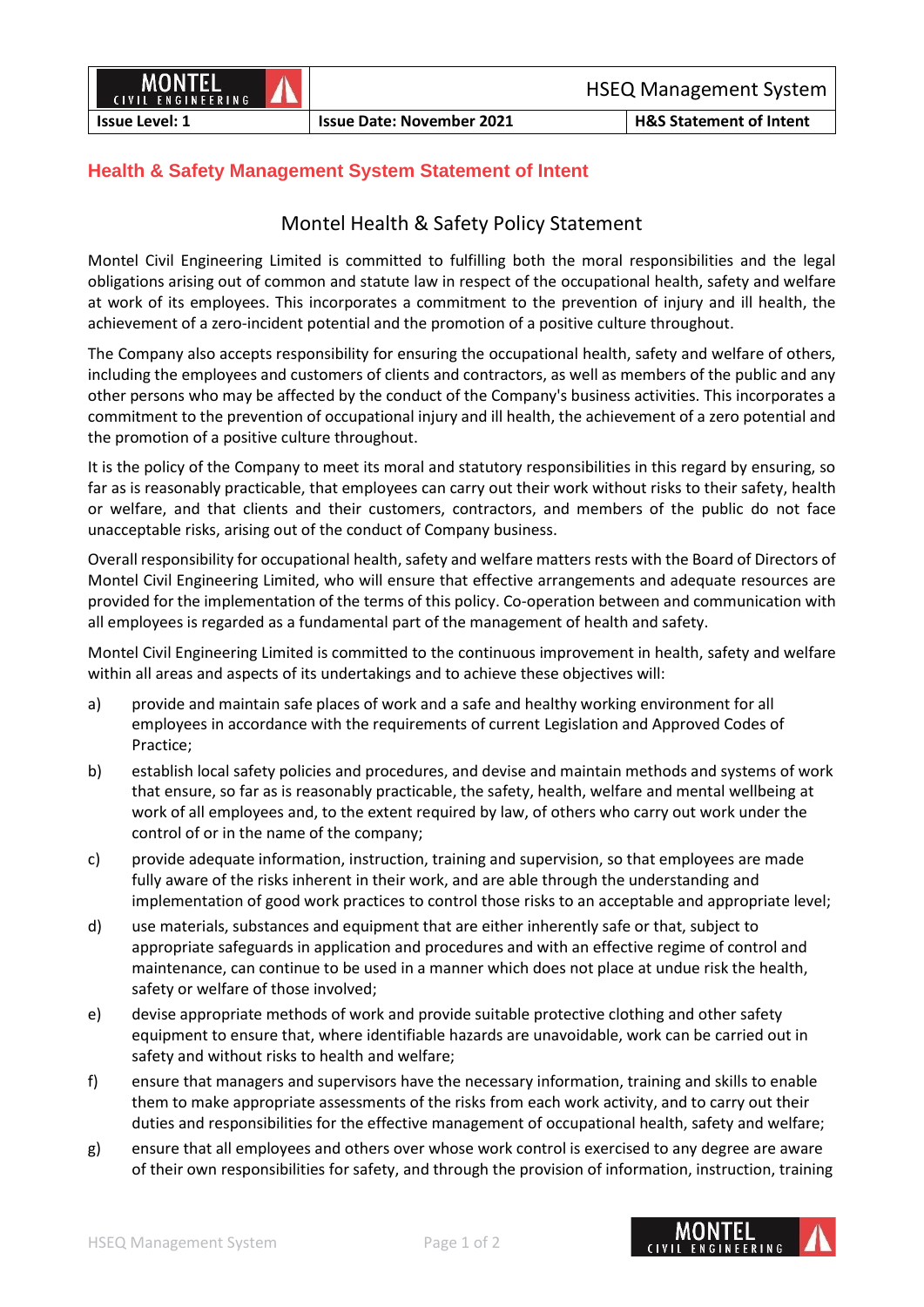## Health & Safety Management System Statement of Intent

### Montel Health & Safety Policy Statement

Montel Civil Engineering Limited is committed to fulfilling both the moral responsibilities and the legal obligations arising out of common and statute law in respect of the occupational health, safety and welfare at work of its employees. This incorporates a commitment to the prevention of injury and ill health, the achievement of a zero-incident potential and the promotion of a positive culture throughout.

The Company also accepts responsibility for ensuring the occupational health, safety and welfare of others, including the employees and customers of clients and contractors, as well as members of the public and any other persons who may be affected by the conduct of the Company's business activities. This incorporates a commitment to the prevention of occupational injury and ill health, the achievement of a zero potential and the promotion of a positive culture throughout.

It is the policy of the Company to meet its moral and statutory responsibilities in this regard by ensuring, so far as is reasonably practicable, that employees can carry out their work without risks to their safety, health or welfare, and that clients and their customers, contractors, and members of the public do not face unacceptable risks, arising out of the conduct of Company business.

Overall responsibility for occupational health, safety and welfare matters rests with the Board of Directors of Montel Civil Engineering Limited, who will ensure that effective arrangements and adequate resources are provided for the implementation of the terms of this policy. Co-operation between and communication with all employees is regarded as a fundamental part of the management of health and safety.

Montel Civil Engineering Limited is committed to the continuous improvement in health, safety and welfare within all areas and aspects of its undertakings and to achieve these objectives will:

a) provide and maintain safe places of work and a safe and healthy working environment for all employees in accordance with the requirements of current Legislation and Approved Codes of Practice;

b) establish local safety policies and procedures, and devise and maintain methods and systems of work that ensure, so far as is reasonably practicable, the safety, health, welfare and mental wellbeing at work of all employees and, to the extent required by law, of others who carry out work under the control of or in the name of the company;

c) provide adequate information, instruction, training and supervision, so that employees are made fully aware of the risks inherent in their work, and are able through the understanding and implementation of good work practices to control those risks to an acceptable and appropriate level;

d) use materials, substances and equipment that are either inherently safe or that, subject to appropriate safeguards in application and procedures and with an effective regime of control and maintenance, can continue to be used in a manner which does not place at undue risk the health, safety or welfare of those involved;

e) devise appropriate methods of work and provide suitable protective clothing and other safety equipment to ensure that, where identifiable hazards are unavoidable, work can be carried out in safety and without risks to health and welfare;

f) ensure that managers and supervisors have the necessary information, training and skills to enable them to make appropriate assessments of the risks from each work activity, and to carry out their duties and responsibilities for the effective management of occupational health, safety and welfare;

g) ensure that all employees and others over whose work control is exercised to any degree are aware of their own responsibilities for safety, and through the provision of information, instruction, training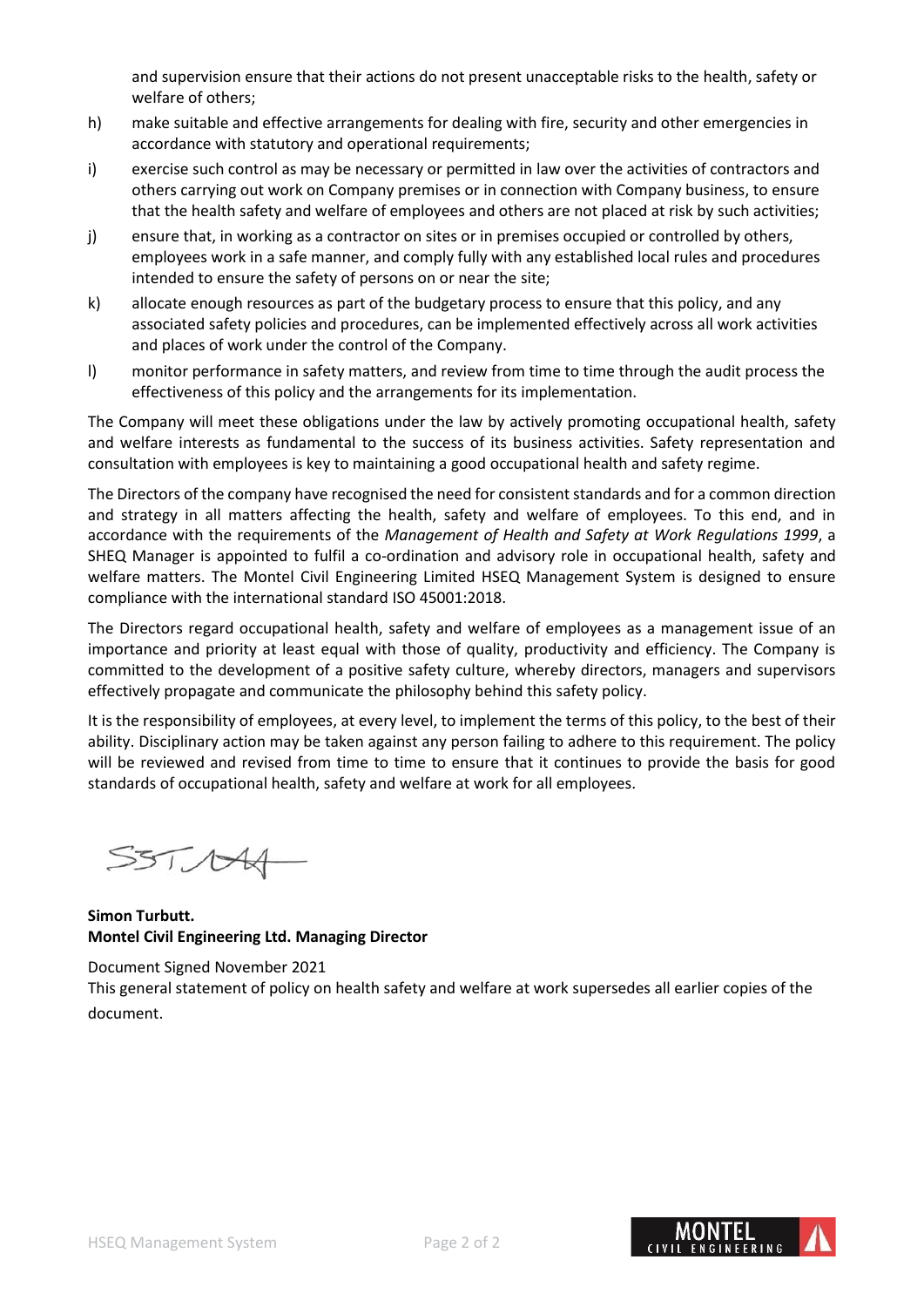and supervision ensure that their actions do not present unacceptable risks to the health, safety or welfare of others;

h) make suitable and effective arrangements for dealing with fire, security and other emergencies in accordance with statutory and operational requirements;

i) exercise such control as may be necessary or permitted in law over the activities of contractors and others carrying out work on Company premises or in connection with Company business, to ensure that the health safety and welfare of employees and others are not placed at risk by such activities;

j) ensure that, in working as a contractor on sites or in premises occupied or controlled by others, employees work in a safe manner, and comply fully with any established local rules and procedures intended to ensure the safety of persons on or near the site;

k) allocate enough resources as part of the budgetary process to ensure that this policy, and any associated safety policies and procedures, can be implemented effectively across all work activities and places of work under the control of the Company.

l) monitor performance in safety matters, and review from time to time through the audit process the effectiveness of this policy and the arrangements for its implementation.

The Company will meet these obligations under the law by actively promoting occupational health, safety and welfare interests as fundamental to the success of its business activities. Safety representation and consultation with employees is key to maintaining a good occupational health and safety regime.

The Directors of the company have recognised the need for consistent standards and for a common direction and strategy in all matters affecting the health, safety and welfare of employees. To this end, and in accordance with the requirements of the *Management of Health and Safety at Work Regulations 1999*, a SHEQ Manager is appointed to fulfil a co-ordination and advisory role in occupational health, safety and welfare matters. The Montel Civil Engineering Limited HSEQ Management System is designed to ensure compliance with the international standard ISO 45001:2018.

The Directors regard occupational health, safety and welfare of employees as a management issue of an importance and priority at least equal with those of quality, productivity and efficiency. The Company is committed to the development of a positive safety culture, whereby directors, managers and supervisors effectively propagate and communicate the philosophy behind this safety policy.

It is the responsibility of employees, at every level, to implement the terms of this policy, to the best of their ability. Disciplinary action may be taken against any person failing to adhere to this requirement. The policy will be reviewed and revised from time to time to ensure that it continues to provide the basis for good standards of occupational health, safety and welfare at work for all employees.

**Simon Turbutt.**
**Montel Civil Engineering Ltd. Managing Director**

Document Signed November 2021
This general statement of policy on health safety and welfare at work supersedes all earlier copies of the document.